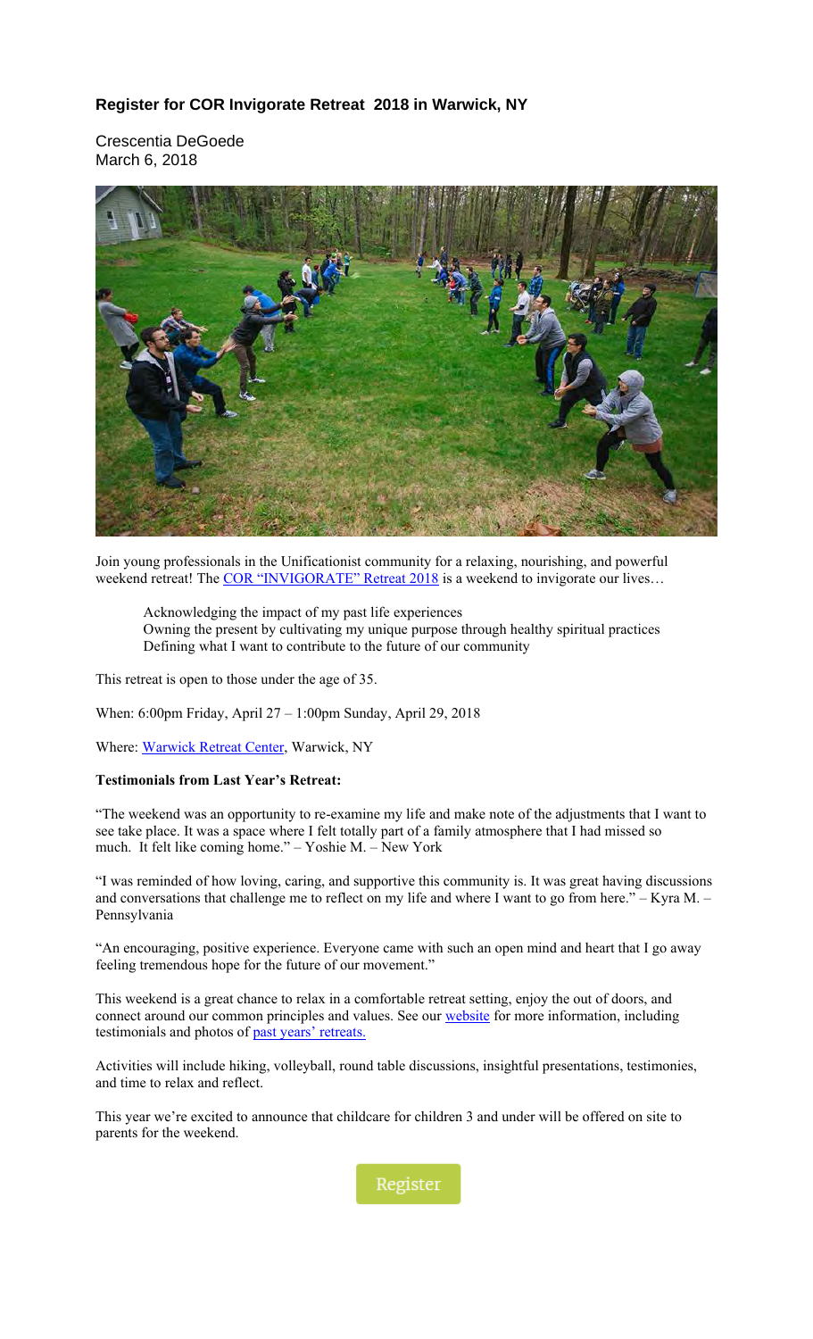# Register for COR Invigorate Retreat 2018 in Warwick, NY

Crescentia DeGoede
March 6, 2018

Join young professionals in the Unificationist community for a relaxing, nourishing, and powerful weekend retreat! The COR "INVIGORATE" Retreat 2018 is a weekend to invigorate our lives…

> Acknowledging the impact of my past life experiences
> Owning the present by cultivating my unique purpose through healthy spiritual practices
> Defining what I want to contribute to the future of our community

This retreat is open to those under the age of 35.

When: 6:00pm Friday, April 27 – 1:00pm Sunday, April 29, 2018

Where: Warwick Retreat Center, Warwick, NY

**Testimonials from Last Year's Retreat:**

"The weekend was an opportunity to re-examine my life and make note of the adjustments that I want to see take place. It was a space where I felt totally part of a family atmosphere that I had missed so much. It felt like coming home." – Yoshie M. – New York

"I was reminded of how loving, caring, and supportive this community is. It was great having discussions and conversations that challenge me to reflect on my life and where I want to go from here." – Kyra M. – Pennsylvania

"An encouraging, positive experience. Everyone came with such an open mind and heart that I go away feeling tremendous hope for the future of our movement."

This weekend is a great chance to relax in a comfortable retreat setting, enjoy the out of doors, and connect around our common principles and values. See our website for more information, including testimonials and photos of past years' retreats.

Activities will include hiking, volleyball, round table discussions, insightful presentations, testimonies, and time to relax and reflect.

This year we're excited to announce that childcare for children 3 and under will be offered on site to parents for the weekend.

Register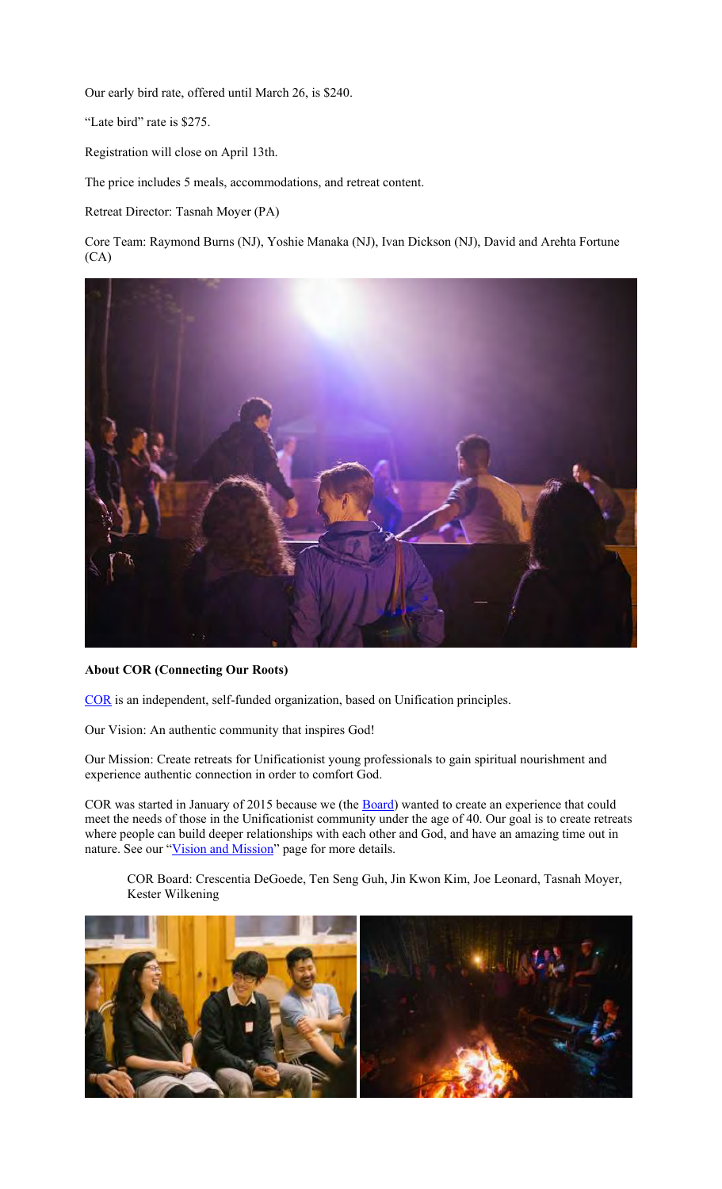Our early bird rate, offered until March 26, is $240.

"Late bird" rate is $275.

Registration will close on April 13th.

The price includes 5 meals, accommodations, and retreat content.

Retreat Director: Tasnah Moyer (PA)

Core Team: Raymond Burns (NJ), Yoshie Manaka (NJ), Ivan Dickson (NJ), David and Arehta Fortune (CA)

**About COR (Connecting Our Roots)**

COR is an independent, self-funded organization, based on Unification principles.

Our Vision: An authentic community that inspires God!

Our Mission: Create retreats for Unificationist young professionals to gain spiritual nourishment and experience authentic connection in order to comfort God.

COR was started in January of 2015 because we (the Board) wanted to create an experience that could meet the needs of those in the Unificationist community under the age of 40. Our goal is to create retreats where people can build deeper relationships with each other and God, and have an amazing time out in nature. See our "Vision and Mission" page for more details.

> COR Board: Crescentia DeGoede, Ten Seng Guh, Jin Kwon Kim, Joe Leonard, Tasnah Moyer, Kester Wilkening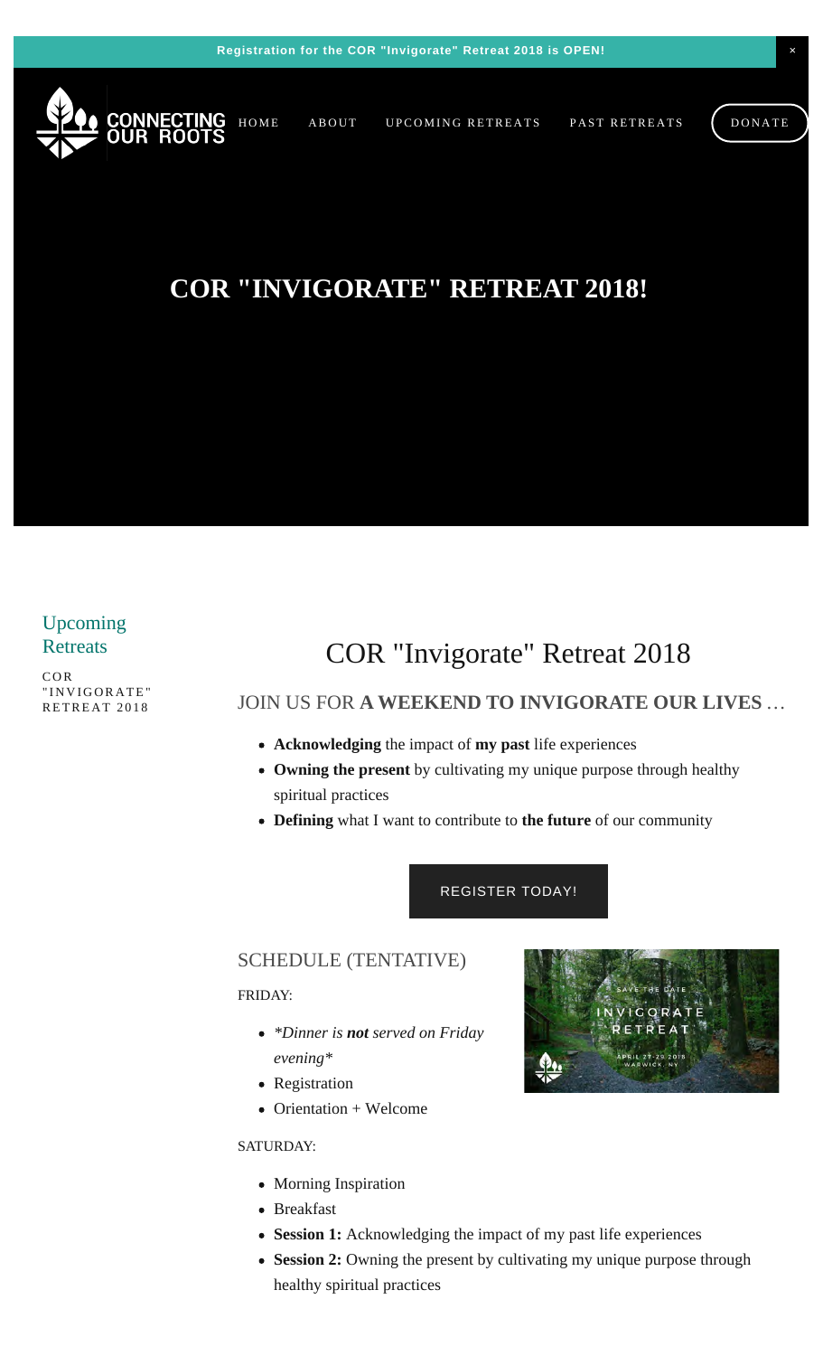Registration for the COR "Invigorate" Retreat 2018 is OPEN!

×

CONNECTING OUR ROOTS

HOME ABOUT UPCOMING RETREATS PAST RETREATS DONATE

# COR "INVIGORATE" RETREAT 2018!

Upcoming Retreats

COR "INVIGORATE" RETREAT 2018

## COR "Invigorate" Retreat 2018

### JOIN US FOR **A WEEKEND TO INVIGORATE OUR LIVES** …

- **Acknowledging** the impact of **my past** life experiences
- **Owning the present** by cultivating my unique purpose through healthy spiritual practices
- **Defining** what I want to contribute to **the future** of our community

REGISTER TODAY!

### SCHEDULE (TENTATIVE)

FRIDAY:

- *\*Dinner is **not** served on Friday evening\**
- Registration
- Orientation + Welcome

SATURDAY:

- Morning Inspiration
- Breakfast
- **Session 1:** Acknowledging the impact of my past life experiences
- **Session 2:** Owning the present by cultivating my unique purpose through healthy spiritual practices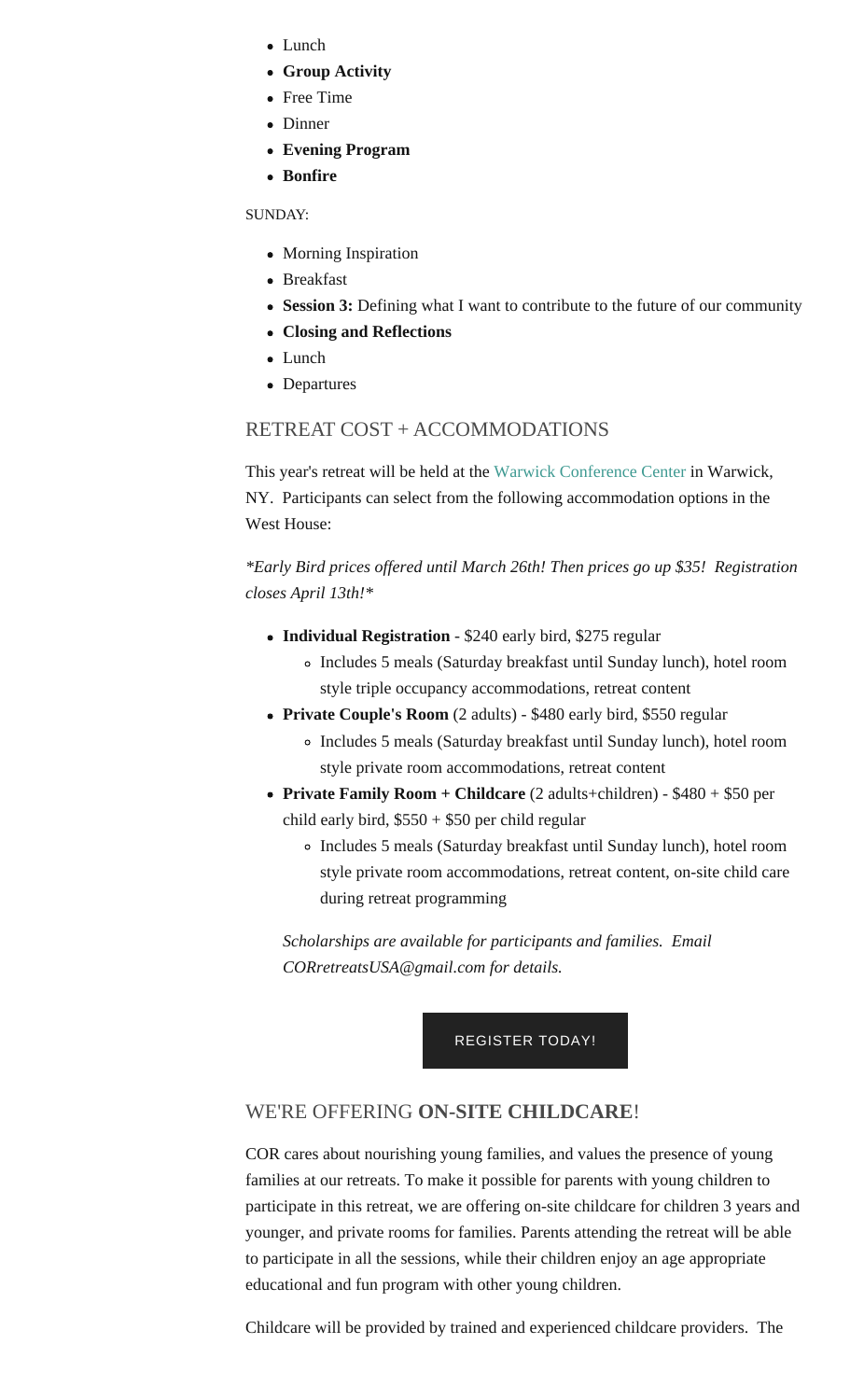- Lunch
- **Group Activity**
- Free Time
- Dinner
- **Evening Program**
- **Bonfire**

SUNDAY:

- Morning Inspiration
- Breakfast
- **Session 3:** Defining what I want to contribute to the future of our community
- **Closing and Reflections**
- Lunch
- Departures

## RETREAT COST + ACCOMMODATIONS

This year's retreat will be held at the Warwick Conference Center in Warwick, NY. Participants can select from the following accommodation options in the West House:

*\*Early Bird prices offered until March 26th! Then prices go up $35! Registration closes April 13th!\**

- **Individual Registration** - $240 early bird, $275 regular
  - Includes 5 meals (Saturday breakfast until Sunday lunch), hotel room style triple occupancy accommodations, retreat content
- **Private Couple's Room** (2 adults) - $480 early bird, $550 regular
  - Includes 5 meals (Saturday breakfast until Sunday lunch), hotel room style private room accommodations, retreat content
- **Private Family Room + Childcare** (2 adults+children) - $480 + $50 per child early bird, $550 + $50 per child regular
  - Includes 5 meals (Saturday breakfast until Sunday lunch), hotel room style private room accommodations, retreat content, on-site child care during retreat programming

*Scholarships are available for participants and families. Email CORretreatsUSA@gmail.com for details.*

REGISTER TODAY!

## WE'RE OFFERING **ON-SITE CHILDCARE**!

COR cares about nourishing young families, and values the presence of young families at our retreats. To make it possible for parents with young children to participate in this retreat, we are offering on-site childcare for children 3 years and younger, and private rooms for families. Parents attending the retreat will be able to participate in all the sessions, while their children enjoy an age appropriate educational and fun program with other young children.

Childcare will be provided by trained and experienced childcare providers. The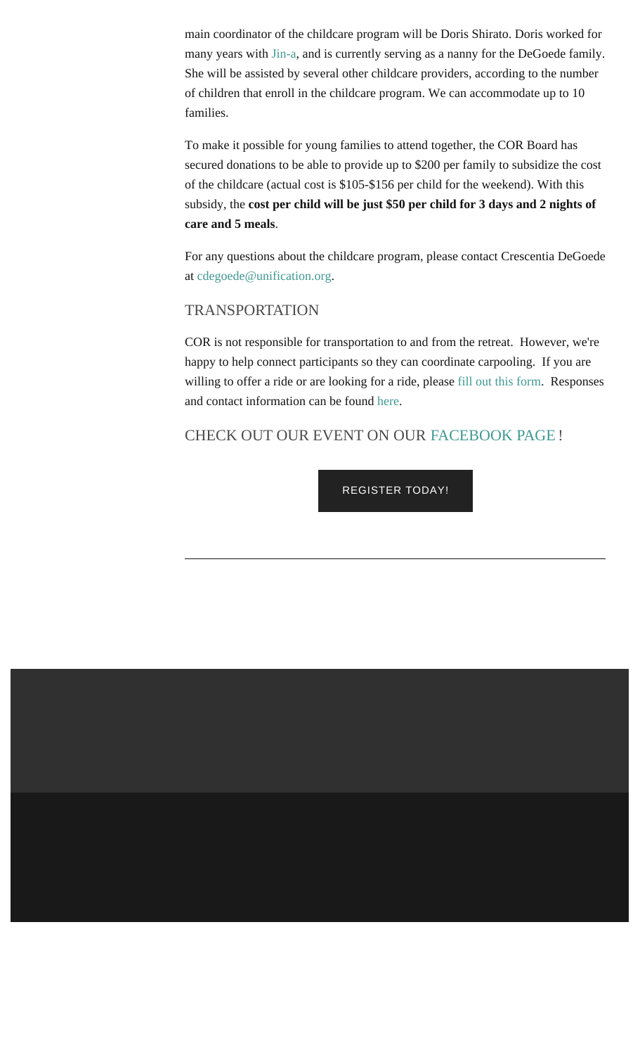main coordinator of the childcare program will be Doris Shirato. Doris worked for many years with Jin-a, and is currently serving as a nanny for the DeGoede family. She will be assisted by several other childcare providers, according to the number of children that enroll in the childcare program. We can accommodate up to 10 families.

To make it possible for young families to attend together, the COR Board has secured donations to be able to provide up to $200 per family to subsidize the cost of the childcare (actual cost is $105-$156 per child for the weekend). With this subsidy, the **cost per child will be just $50 per child for 3 days and 2 nights of care and 5 meals**.

For any questions about the childcare program, please contact Crescentia DeGoede at cdegoede@unification.org.

## TRANSPORTATION

COR is not responsible for transportation to and from the retreat. However, we're happy to help connect participants so they can coordinate carpooling. If you are willing to offer a ride or are looking for a ride, please fill out this form. Responses and contact information can be found here.

## CHECK OUT OUR EVENT ON OUR FACEBOOK PAGE !

REGISTER TODAY!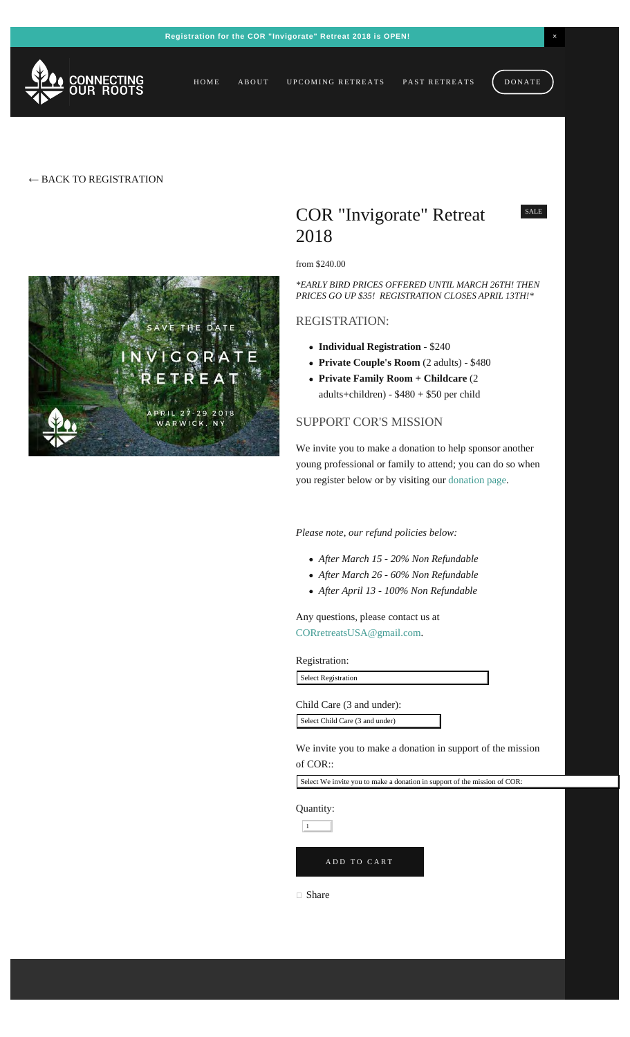Registration for the COR "Invigorate" Retreat 2018 is OPEN!

×

CONNECTING OUR ROOTS

HOME ABOUT UPCOMING RETREATS PAST RETREATS DONATE

← BACK TO REGISTRATION

SAVE THE DATE

INVIGORATE RETREAT

APRIL 27-29 2018
WARWICK, NY

# COR "Invigorate" Retreat 2018

SALE

from $240.00

*\*EARLY BIRD PRICES OFFERED UNTIL MARCH 26TH! THEN PRICES GO UP $35! REGISTRATION CLOSES APRIL 13TH!\**

## REGISTRATION:

- **Individual Registration** - $240
- **Private Couple's Room** (2 adults) - $480
- **Private Family Room + Childcare** (2 adults+children) - $480 + $50 per child

## SUPPORT COR'S MISSION

We invite you to make a donation to help sponsor another young professional or family to attend; you can do so when you register below or by visiting our donation page.

*Please note, our refund policies below:*

- *After March 15 - 20% Non Refundable*
- *After March 26 - 60% Non Refundable*
- *After April 13 - 100% Non Refundable*

Any questions, please contact us at CORretreatsUSA@gmail.com.

Registration:

Select Registration

Child Care (3 and under):

Select Child Care (3 and under)

We invite you to make a donation in support of the mission of COR::

Select We invite you to make a donation in support of the mission of COR:

Quantity:

1

ADD TO CART

Share